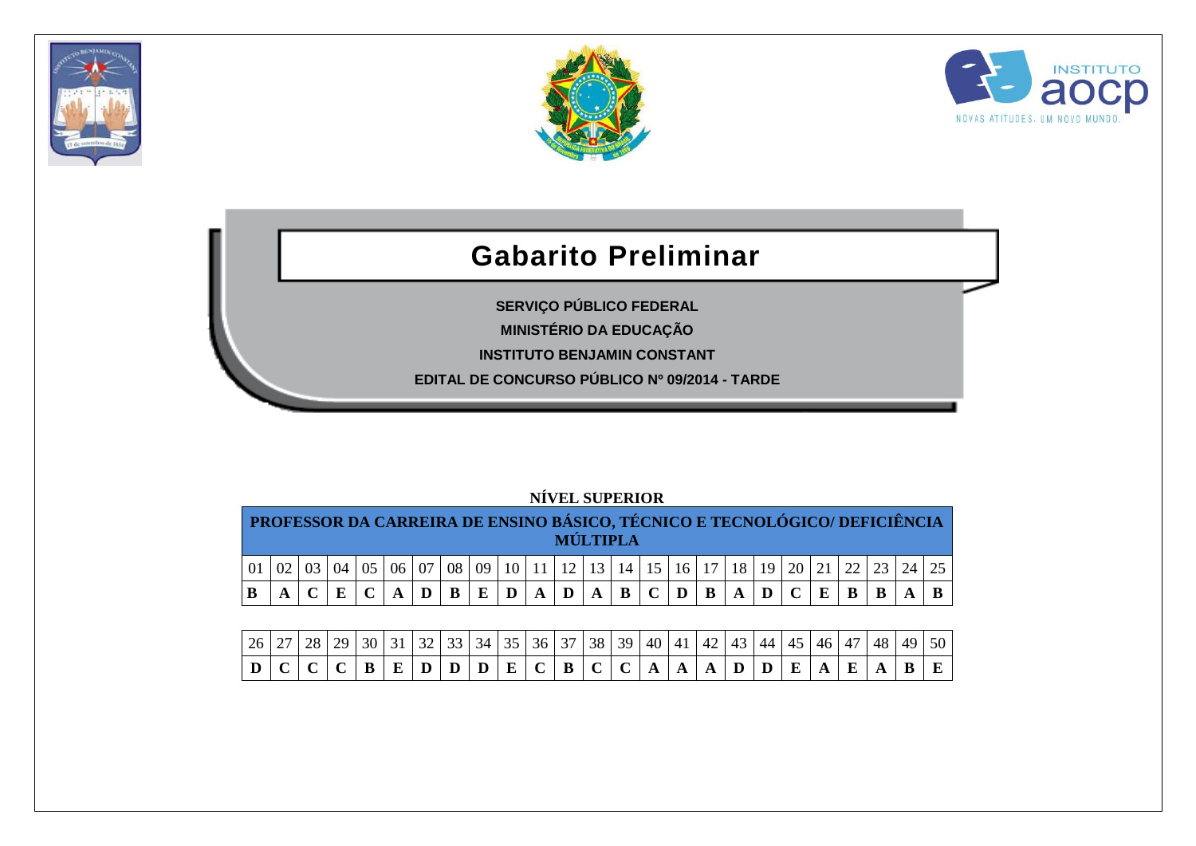# Gabarito Preliminar

**SERVIÇO PÚBLICO FEDERAL**

**MINISTÉRIO DA EDUCAÇÃO**

**INSTITUTO BENJAMIN CONSTANT**

**EDITAL DE CONCURSO PÚBLICO Nº 09/2014 - TARDE**

**NÍVEL SUPERIOR**

**PROFESSOR DA CARREIRA DE ENSINO BÁSICO, TÉCNICO E TECNOLÓGICO/ DEFICIÊNCIA MÚLTIPLA**

| 01 | 02 | 03 | 04 | 05 | 06 | 07 | 08 | 09 | 10 | 11 | 12 | 13 | 14 | 15 | 16 | 17 | 18 | 19 | 20 | 21 | 22 | 23 | 24 | 25 |
|---|---|---|---|---|---|---|---|---|---|---|---|---|---|---|---|---|---|---|---|---|---|---|---|---|
| **B** | **A** | **C** | **E** | **C** | **A** | **D** | **B** | **E** | **D** | **A** | **D** | **A** | **B** | **C** | **D** | **B** | **A** | **D** | **C** | **E** | **B** | **B** | **A** | **B** |

| 26 | 27 | 28 | 29 | 30 | 31 | 32 | 33 | 34 | 35 | 36 | 37 | 38 | 39 | 40 | 41 | 42 | 43 | 44 | 45 | 46 | 47 | 48 | 49 | 50 |
|---|---|---|---|---|---|---|---|---|---|---|---|---|---|---|---|---|---|---|---|---|---|---|---|---|
| **D** | **C** | **C** | **C** | **B** | **E** | **D** | **D** | **D** | **E** | **C** | **B** | **C** | **C** | **A** | **A** | **A** | **D** | **D** | **E** | **A** | **E** | **A** | **B** | **E** |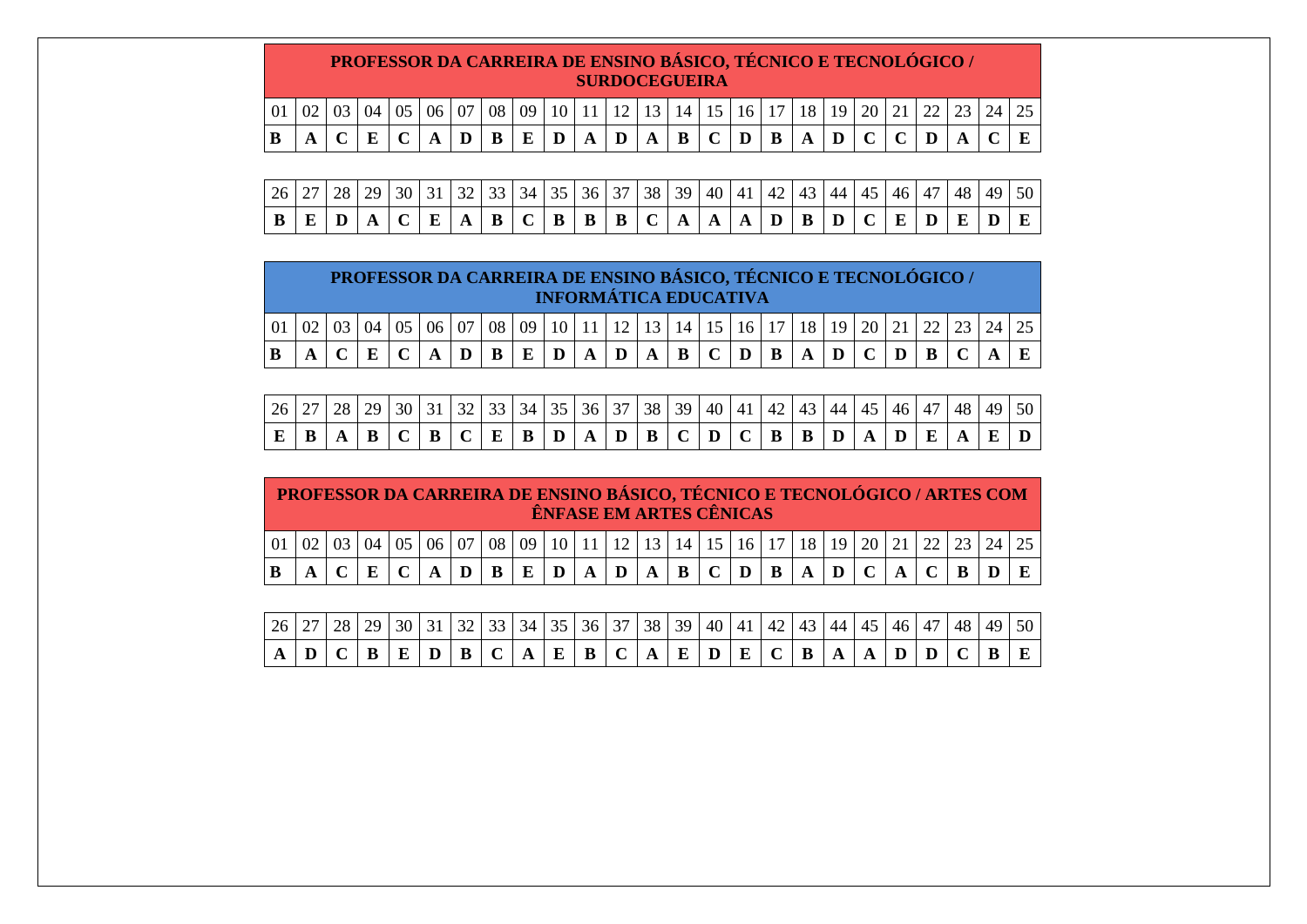## PROFESSOR DA CARREIRA DE ENSINO BÁSICO, TÉCNICO E TECNOLÓGICO / SURDOCEGUEIRA

| 01 | 02 | 03 | 04 | 05 | 06 | 07 | 08 | 09 | 10 | 11 | 12 | 13 | 14 | 15 | 16 | 17 | 18 | 19 | 20 | 21 | 22 | 23 | 24 | 25 |
|---|---|---|---|---|---|---|---|---|---|---|---|---|---|---|---|---|---|---|---|---|---|---|---|---|
| **B** | **A** | **C** | **E** | **C** | **A** | **D** | **B** | **E** | **D** | **A** | **D** | **A** | **B** | **C** | **D** | **B** | **A** | **D** | **C** | **C** | **D** | **A** | **C** | **E** |

| 26 | 27 | 28 | 29 | 30 | 31 | 32 | 33 | 34 | 35 | 36 | 37 | 38 | 39 | 40 | 41 | 42 | 43 | 44 | 45 | 46 | 47 | 48 | 49 | 50 |
|---|---|---|---|---|---|---|---|---|---|---|---|---|---|---|---|---|---|---|---|---|---|---|---|---|
| **B** | **E** | **D** | **A** | **C** | **E** | **A** | **B** | **C** | **B** | **B** | **B** | **C** | **A** | **A** | **A** | **D** | **B** | **D** | **C** | **E** | **D** | **E** | **D** | **E** |

## PROFESSOR DA CARREIRA DE ENSINO BÁSICO, TÉCNICO E TECNOLÓGICO / INFORMÁTICA EDUCATIVA

| 01 | 02 | 03 | 04 | 05 | 06 | 07 | 08 | 09 | 10 | 11 | 12 | 13 | 14 | 15 | 16 | 17 | 18 | 19 | 20 | 21 | 22 | 23 | 24 | 25 |
|---|---|---|---|---|---|---|---|---|---|---|---|---|---|---|---|---|---|---|---|---|---|---|---|---|
| **B** | **A** | **C** | **E** | **C** | **A** | **D** | **B** | **E** | **D** | **A** | **D** | **A** | **B** | **C** | **D** | **B** | **A** | **D** | **C** | **D** | **B** | **C** | **A** | **E** |

| 26 | 27 | 28 | 29 | 30 | 31 | 32 | 33 | 34 | 35 | 36 | 37 | 38 | 39 | 40 | 41 | 42 | 43 | 44 | 45 | 46 | 47 | 48 | 49 | 50 |
|---|---|---|---|---|---|---|---|---|---|---|---|---|---|---|---|---|---|---|---|---|---|---|---|---|
| **E** | **B** | **A** | **B** | **C** | **B** | **C** | **E** | **B** | **D** | **A** | **D** | **B** | **C** | **D** | **C** | **B** | **B** | **D** | **A** | **D** | **E** | **A** | **E** | **D** |

## PROFESSOR DA CARREIRA DE ENSINO BÁSICO, TÉCNICO E TECNOLÓGICO / ARTES COM ÊNFASE EM ARTES CÊNICAS

| 01 | 02 | 03 | 04 | 05 | 06 | 07 | 08 | 09 | 10 | 11 | 12 | 13 | 14 | 15 | 16 | 17 | 18 | 19 | 20 | 21 | 22 | 23 | 24 | 25 |
|---|---|---|---|---|---|---|---|---|---|---|---|---|---|---|---|---|---|---|---|---|---|---|---|---|
| **B** | **A** | **C** | **E** | **C** | **A** | **D** | **B** | **E** | **D** | **A** | **D** | **A** | **B** | **C** | **D** | **B** | **A** | **D** | **C** | **A** | **C** | **B** | **D** | **E** |

| 26 | 27 | 28 | 29 | 30 | 31 | 32 | 33 | 34 | 35 | 36 | 37 | 38 | 39 | 40 | 41 | 42 | 43 | 44 | 45 | 46 | 47 | 48 | 49 | 50 |
|---|---|---|---|---|---|---|---|---|---|---|---|---|---|---|---|---|---|---|---|---|---|---|---|---|
| **A** | **D** | **C** | **B** | **E** | **D** | **B** | **C** | **A** | **E** | **B** | **C** | **A** | **E** | **D** | **E** | **C** | **B** | **A** | **A** | **D** | **D** | **C** | **B** | **E** |